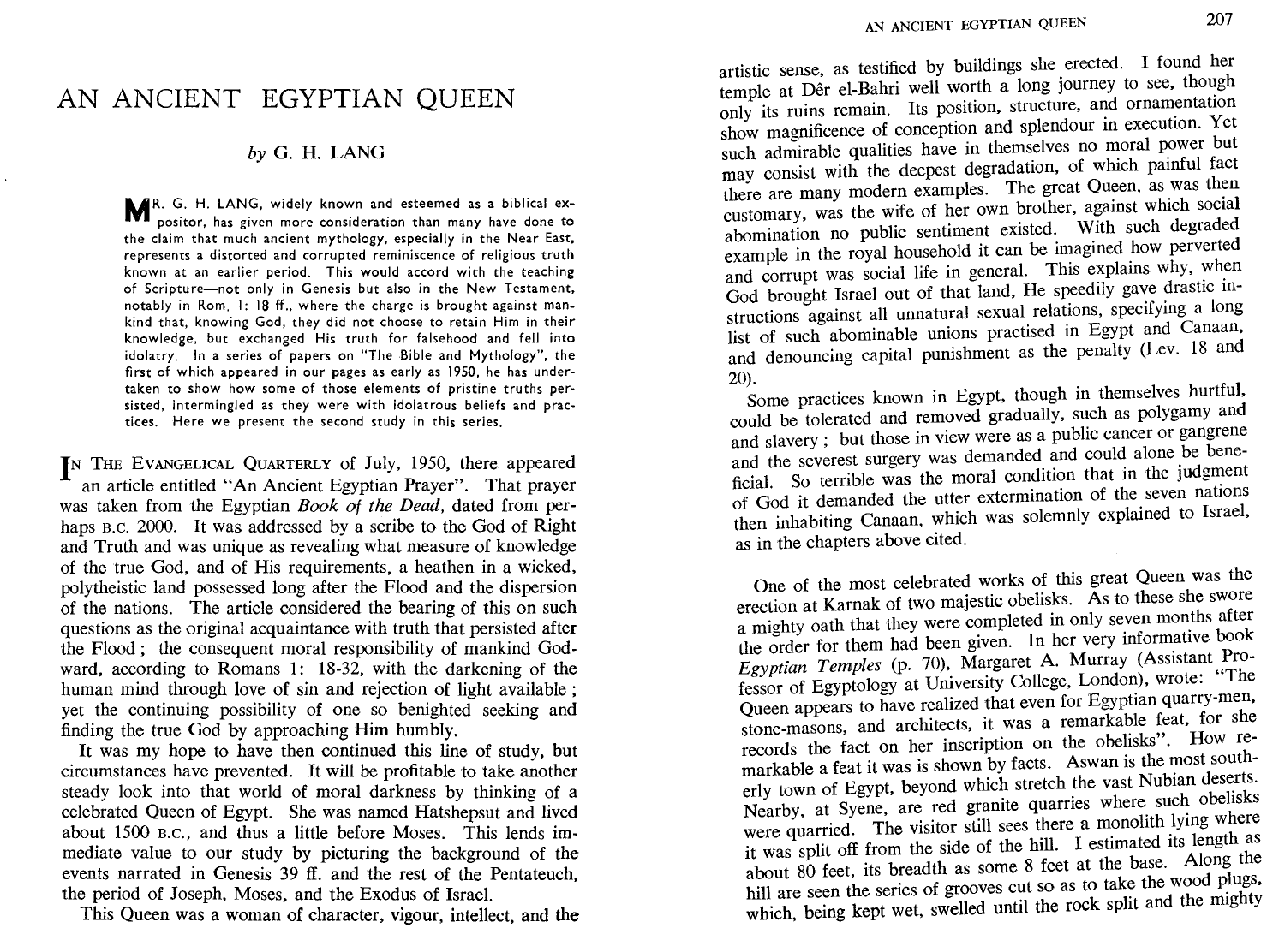# AN ANCIENT EGYPTIAN QUEEN

*by* G. H. LANG

MR. G. H. LANG, widely known and esteemed as a biblical expositor, has given more consideration than many have done to the claim that much ancient mythology, especially in the Near East, represents a distorted and corrupted reminiscence of religious truth known at an earlier period. This would accord with the teaching of Scripture—not only in Genesis but also in the New Testament, notably in Rom. 1: 18 ff., where the charge is brought against mankind that, knowing God, they did not choose to retain Him in their knowledge, but exchanged His truth for falsehood and fell into idolatry. In a series of papers on "The Bible and Mythology", the first of which appeared in our pages as early as 1950, he has undertaken to show how some of those elements of pristine truths persisted, intermingled as they were with idolatrous beliefs and practices. Here we present the second study in this series.

IN THE EVANGELICAL QUARTERLY of July, 1950, there appeared an article entitled "An Ancient Egyptian Prayer". That prayer was taken from the Egyptian *Book of the Dead*, dated from perhaps B.C. 2000. It was addressed by a scribe to the God of Right and Truth and was unique as revealing what measure of knowledge of the true God, and of His requirements, a heathen in a wicked, polytheistic land possessed long after the Flood and the dispersion of the nations. The article considered the bearing of this on such questions as the original acquaintance with truth that persisted after the Flood; the consequent moral responsibility of mankind Godward, according to Romans 1: 18-32, with the darkening of the human mind through love of sin and rejection of light available; yet the continuing possibility of one so benighted seeking and finding the true God by approaching Him humbly.

It was my hope to have then continued this line of study, but circumstances have prevented. It will be profitable to take another steady look into that world of moral darkness by thinking of a celebrated Queen of Egypt. She was named Hatshepsut and lived about 1500 B.C., and thus a little before Moses. This lends immediate value to our study by picturing the background of the events narrated in Genesis 39 ff. and the rest of the Pentateuch, the period of Joseph, Moses, and the Exodus of Israel.

This Queen was a woman of character, vigour, intellect, and the artistic sense, as testified by buildings she erected. I found her temple at Dêr el-Bahri well worth a long journey to see, though only its ruins remain. Its position, structure, and ornamentation show magnificence of conception and splendour in execution. Yet such admirable qualities have in themselves no moral power but may consist with the deepest degradation, of which painful fact there are many modern examples. The great Queen, as was then customary, was the wife of her own brother, against which social abomination no public sentiment existed. With such degraded example in the royal household it can be imagined how perverted and corrupt was social life in general. This explains why, when God brought Israel out of that land, He speedily gave drastic instructions against all unnatural sexual relations, specifying a long list of such abominable unions practised in Egypt and Canaan, and denouncing capital punishment as the penalty (Lev. 18 and 20).

Some practices known in Egypt, though in themselves hurtful, could be tolerated and removed gradually, such as polygamy and and slavery; but those in view were as a public cancer or gangrene and the severest surgery was demanded and could alone be beneficial. So terrible was the moral condition that in the judgment of God it demanded the utter extermination of the seven nations then inhabiting Canaan, which was solemnly explained to Israel, as in the chapters above cited.

One of the most celebrated works of this great Queen was the erection at Karnak of two majestic obelisks. As to these she swore a mighty oath that they were completed in only seven months after the order for them had been given. In her very informative book *Egyptian Temples* (p. 70), Margaret A. Murray (Assistant Professor of Egyptology at University College, London), wrote: "The Queen appears to have realized that even for Egyptian quarry-men, stone-masons, and architects, it was a remarkable feat, for she records the fact on her inscription on the obelisks". How remarkable a feat it was is shown by facts. Aswan is the most southerly town of Egypt, beyond which stretch the vast Nubian deserts. Nearby, at Syene, are red granite quarries where such obelisks were quarried. The visitor still sees there a monolith lying where it was split off from the side of the hill. I estimated its length as about 80 feet, its breadth as some 8 feet at the base. Along the hill are seen the series of grooves cut so as to take the wood plugs, which, being kept wet, swelled until the rock split and the mighty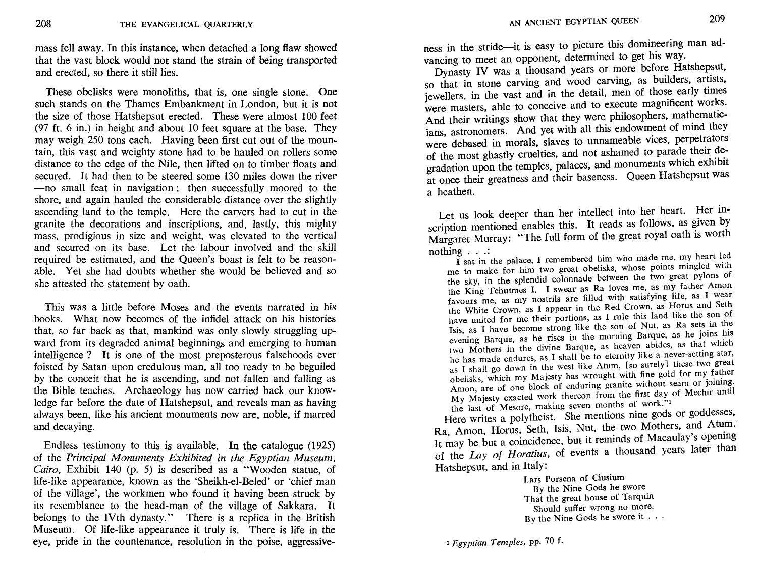mass fell away. In this instance, when detached a long flaw showed that the vast block would not stand the strain of being transported and erected, so there it still lies.

These obelisks were monoliths, that is, one single stone. One such stands on the Thames Embankment in London, but it is not the size of those Hatshepsut erected. These were almost 100 feet (97 ft. 6 in.) in height and about 10 feet square at the base. They may weigh 250 tons each. Having been first cut out of the mountain, this vast and weighty stone had to be hauled on rollers some distance to the edge of the Nile, then lifted on to timber floats and secured. It had then to be steered some 130 miles down the river —no small feat in navigation; then successfully moored to the shore, and again hauled the considerable distance over the slightly ascending land to the temple. Here the carvers had to cut in the granite the decorations and inscriptions, and, lastly, this mighty mass, prodigious in size and weight, was elevated to the vertical and secured on its base. Let the labour involved and the skill required be estimated, and the Queen's boast is felt to be reasonable. Yet she had doubts whether she would be believed and so she attested the statement by oath.

This was a little before Moses and the events narrated in his books. What now becomes of the infidel attack on his histories that, so far back as that, mankind was only slowly struggling upward from its degraded animal beginnings and emerging to human intelligence? It is one of the most preposterous falsehoods ever foisted by Satan upon credulous man, all too ready to be beguiled by the conceit that he is ascending, and not fallen and falling as the Bible teaches. Archaeology has now carried back our knowledge far before the date of Hatshepsut, and reveals man as having always been, like his ancient monuments now are, noble, if marred and decaying.

Endless testimony to this is available. In the catalogue (1925) of the *Principal Monuments Exhibited in the Egyptian Museum, Cairo*, Exhibit 140 (p. 5) is described as a "Wooden statue, of life-like appearance, known as the 'Sheikh-el-Beled' or 'chief man of the village', the workmen who found it having been struck by its resemblance to the head-man of the village of Sakkara. It belongs to the IVth dynasty." There is a replica in the British Museum. Of life-like appearance it truly is. There is life in the eye, pride in the countenance, resolution in the poise, aggressiveness in the stride—it is easy to picture this domineering man advancing to meet an opponent, determined to get his way.

Dynasty IV was a thousand years or more before Hatshepsut, so that in stone carving and wood carving, as builders, artists, jewellers, in the vast and in the detail, men of those early times were masters, able to conceive and to execute magnificent works. And their writings show that they were philosophers, mathematicians, astronomers. And yet with all this endowment of mind they were debased in morals, slaves to unnameable vices, perpetrators of the most ghastly cruelties, and not ashamed to parade their degradation upon the temples, palaces, and monuments which exhibit at once their greatness and their baseness. Queen Hatshepsut was a heathen.

Let us look deeper than her intellect into her heart. Her inscription mentioned enables this. It reads as follows, as given by Margaret Murray: "The full form of the great royal oath is worth nothing . . .:

> I sat in the palace, I remembered him who made me, my heart led me to make for him two great obelisks, whose points mingled with the sky, in the splendid colonnade between the two great pylons of the King Tehutmes I. I swear as Ra loves me, as my father Amon favours me, as my nostrils are filled with satisfying life, as I wear the White Crown, as I appear in the Red Crown, as Horus and Seth have united for me their portions, as I rule this land like the son of Isis, as I have become strong like the son of Nut, as Ra sets in the evening Barque, as he rises in the morning Barque, as he joins his two Mothers in the divine Barque, as heaven abides, as that which he has made endures, as I shall be to eternity like a never-setting star, as I shall go down in the west like Atum, [so surely] these two great obelisks, which my Majesty has wrought with fine gold for my father Amon, are of one block of enduring granite without seam or joining. My Majesty exacted work thereon from the first day of Mechir until the last of Mesore, making seven months of work."[1]

Here writes a polytheist. She mentions nine gods or goddesses, Ra, Amon, Horus, Seth, Isis, Nut, the two Mothers, and Atum. It may be but a coincidence, but it reminds of Macaulay's opening of the *Lay of Horatius*, of events a thousand years later than Hatshepsut, and in Italy:

> Lars Porsena of Clusium
> By the Nine Gods he swore
> That the great house of Tarquin
> Should suffer wrong no more.
> By the Nine Gods he swore it . . .

[1] *Egyptian Temples*, pp. 70 f.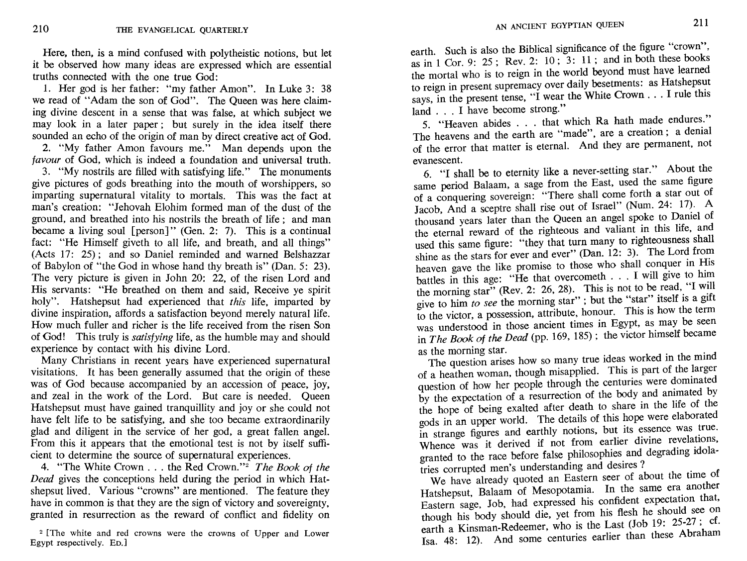Here, then, is a mind confused with polytheistic notions, but let it be observed how many ideas are expressed which are essential truths connected with the one true God:

1. Her god is her father: "my father Amon". In Luke 3: 38 we read of "Adam the son of God". The Queen was here claiming divine descent in a sense that was false, at which subject we may look in a later paper; but surely in the idea itself there sounded an echo of the origin of man by direct creative act of God.

2. "My father Amon favours me." Man depends upon the *favour* of God, which is indeed a foundation and universal truth.

3. "My nostrils are filled with satisfying life." The monuments give pictures of gods breathing into the mouth of worshippers, so imparting supernatural vitality to mortals. This was the fact at man's creation: "Jehovah Elohim formed man of the dust of the ground, and breathed into his nostrils the breath of life; and man became a living soul [person]" (Gen. 2: 7). This is a continual fact: "He Himself giveth to all life, and breath, and all things" (Acts 17: 25); and so Daniel reminded and warned Belshazzar of Babylon of "the God in whose hand thy breath is" (Dan. 5: 23). The very picture is given in John 20: 22, of the risen Lord and His servants: "He breathed on them and said, Receive ye spirit holy". Hatshepsut had experienced that *this* life, imparted by divine inspiration, affords a satisfaction beyond merely natural life. How much fuller and richer is the life received from the risen Son of God! This truly is *satisfying* life, as the humble may and should experience by contact with his divine Lord.

Many Christians in recent years have experienced supernatural visitations. It has been generally assumed that the origin of these was of God because accompanied by an accession of peace, joy, and zeal in the work of the Lord. But care is needed. Queen Hatshepsut must have gained tranquillity and joy or she could not have felt life to be satisfying, and she too became extraordinarily glad and diligent in the service of her god, a great fallen angel. From this it appears that the emotional test is not by itself sufficient to determine the source of supernatural experiences.

4. "The White Crown . . . the Red Crown."[2] *The Book of the Dead* gives the conceptions held during the period in which Hatshepsut lived. Various "crowns" are mentioned. The feature they have in common is that they are the sign of victory and sovereignty, granted in resurrection as the reward of conflict and fidelity on earth. Such is also the Biblical significance of the figure "crown", as in 1 Cor. 9: 25; Rev. 2: 10; 3: 11; and in both these books the mortal who is to reign in the world beyond must have learned to reign in present supremacy over daily besetments: as Hatshepsut says, in the present tense, "I wear the White Crown . . . I rule this land . . . I have become strong."

5. "Heaven abides . . . that which Ra hath made endures." The heavens and the earth are "made", are a creation; a denial of the error that matter is eternal. And they are permanent, not evanescent.

6. "I shall be to eternity like a never-setting star." About the same period Balaam, a sage from the East, used the same figure of a conquering sovereign: "There shall come forth a star out of Jacob, And a sceptre shall rise out of Israel" (Num. 24: 17). A thousand years later than the Queen an angel spoke to Daniel of the eternal reward of the righteous and valiant in this life, and used this same figure: "they that turn many to righteousness shall shine as the stars for ever and ever" (Dan. 12: 3). The Lord from heaven gave the like promise to those who shall conquer in His battles in this age: "He that overcometh . . . I will give to him the morning star" (Rev. 2: 26, 28). This is not to be read, "I will give to him *to see* the morning star"; but the "star" itself is a gift to the victor, a possession, attribute, honour. This is how the term was understood in those ancient times in Egypt, as may be seen in *The Book of the Dead* (pp. 169, 185); the victor himself became as the morning star.

The question arises how so many true ideas worked in the mind of a heathen woman, though misapplied. This is part of the larger question of how her people through the centuries were dominated by the expectation of a resurrection of the body and animated by the hope of being exalted after death to share in the life of the gods in an upper world. The details of this hope were elaborated in strange figures and earthly notions, but its essence was true. Whence was it derived if not from earlier divine revelations, granted to the race before false philosophies and degrading idolatries corrupted men's understanding and desires?

We have already quoted an Eastern seer of about the time of Hatshepsut, Balaam of Mesopotamia. In the same era another Eastern sage, Job, had expressed his confident expectation that, though his body should die, yet from his flesh he should see on earth a Kinsman-Redeemer, who is the Last (Job 19: 25-27; cf. Isa. 48: 12). And some centuries earlier than these Abraham

[2] [The white and red crowns were the crowns of Upper and Lower Egypt respectively. ED.]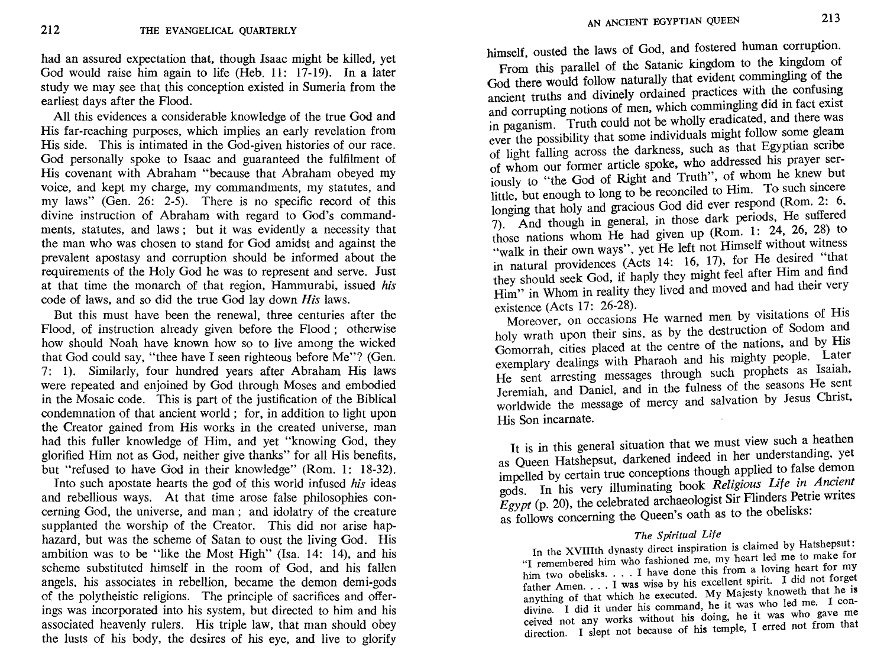had an assured expectation that, though Isaac might be killed, yet God would raise him again to life (Heb. 11: 17-19). In a later study we may see that this conception existed in Sumeria from the earliest days after the Flood.

All this evidences a considerable knowledge of the true God and His far-reaching purposes, which implies an early revelation from His side. This is intimated in the God-given histories of our race. God personally spoke to Isaac and guaranteed the fulfilment of His covenant with Abraham "because that Abraham obeyed my voice, and kept my charge, my commandments, my statutes, and my laws" (Gen. 26: 2-5). There is no specific record of this divine instruction of Abraham with regard to God's commandments, statutes, and laws; but it was evidently a necessity that the man who was chosen to stand for God amidst and against the prevalent apostasy and corruption should be informed about the requirements of the Holy God he was to represent and serve. Just at that time the monarch of that region, Hammurabi, issued *his* code of laws, and so did the true God lay down *His* laws.

But this must have been the renewal, three centuries after the Flood, of instruction already given before the Flood; otherwise how should Noah have known how so to live among the wicked that God could say, "thee have I seen righteous before Me"? (Gen. 7: 1). Similarly, four hundred years after Abraham His laws were repeated and enjoined by God through Moses and embodied in the Mosaic code. This is part of the justification of the Biblical condemnation of that ancient world; for, in addition to light upon the Creator gained from His works in the created universe, man had this fuller knowledge of Him, and yet "knowing God, they glorified Him not as God, neither give thanks" for all His benefits, but "refused to have God in their knowledge" (Rom. 1: 18-32).

Into such apostate hearts the god of this world infused *his* ideas and rebellious ways. At that time arose false philosophies concerning God, the universe, and man; and idolatry of the creature supplanted the worship of the Creator. This did not arise haphazard, but was the scheme of Satan to oust the living God. His ambition was to be "like the Most High" (Isa. 14: 14), and his scheme substituted himself in the room of God, and his fallen angels, his associates in rebellion, became the demon demi-gods of the polytheistic religions. The principle of sacrifices and offerings was incorporated into his system, but directed to him and his associated heavenly rulers. His triple law, that man should obey the lusts of his body, the desires of his eye, and live to glorify himself, ousted the laws of God, and fostered human corruption.

From this parallel of the Satanic kingdom to the kingdom of God there would follow naturally that evident commingling of the ancient truths and divinely ordained practices with the confusing and corrupting notions of men, which commingling did in fact exist in paganism. Truth could not be wholly eradicated, and there was ever the possibility that some individuals might follow some gleam of light falling across the darkness, such as that Egyptian scribe of whom our former article spoke, who addressed his prayer seriously to "the God of Right and Truth", of whom he knew but little, but enough to long to be reconciled to Him. To such sincere longing that holy and gracious God did ever respond (Rom. 2: 6, 7). And though in general, in those dark periods, He suffered those nations whom He had given up (Rom. 1: 24, 26, 28) to "walk in their own ways", yet He left not Himself without witness in natural providences (Acts 14: 16, 17), for He desired "that they should seek God, if haply they might feel after Him and find Him" in Whom in reality they lived and moved and had their very existence (Acts 17: 26-28).

Moreover, on occasions He warned men by visitations of His holy wrath upon their sins, as by the destruction of Sodom and Gomorrah, cities placed at the centre of the nations, and by His exemplary dealings with Pharaoh and his mighty people. Later He sent arresting messages through such prophets as Isaiah, Jeremiah, and Daniel, and in the fulness of the seasons He sent worldwide the message of mercy and salvation by Jesus Christ, His Son incarnate.

It is in this general situation that we must view such a heathen as Queen Hatshepsut, darkened indeed in her understanding, yet impelled by certain true conceptions though applied to false demon gods. In his very illuminating book *Religious Life in Ancient Egypt* (p. 20), the celebrated archaeologist Sir Flinders Petrie writes as follows concerning the Queen's oath as to the obelisks:

> *The Spiritual Life*
>
> In the XVIIIth dynasty direct inspiration is claimed by Hatshepsut: "I remembered him who fashioned me, my heart led me to make for him two obelisks. . . . I have done this from a loving heart for my father Amen. . . . I was wise by his excellent spirit. I did not forget anything of that which he executed. My Majesty knoweth that he is divine. I did it under his command, he it was who led me. I conceived not any works without his doing, he it was who gave me direction. I slept not because of his temple, I erred not from that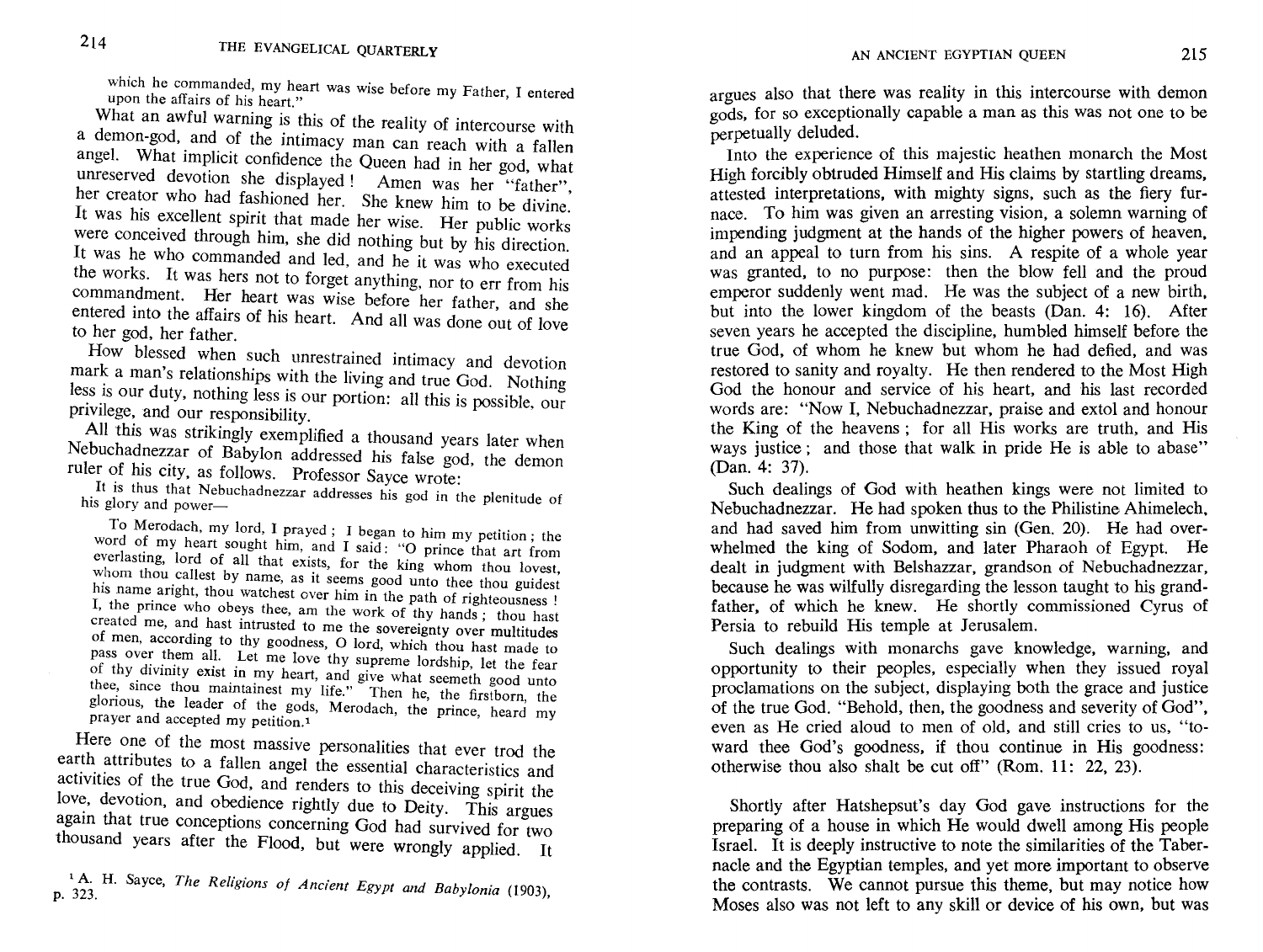which he commanded, my heart was wise before my Father, I entered upon the affairs of his heart."

What an awful warning is this of the reality of intercourse with a demon-god, and of the intimacy man can reach with a fallen angel. What implicit confidence the Queen had in her god, what unreserved devotion she displayed! Amen was her "father", her creator who had fashioned her. She knew him to be divine. It was his excellent spirit that made her wise. Her public works were conceived through him, she did nothing but by his direction. It was he who commanded and led, and he it was who executed the works. It was hers not to forget anything, nor to err from his commandment. Her heart was wise before her father, and she entered into the affairs of his heart. And all was done out of love to her god, her father.

How blessed when such unrestrained intimacy and devotion mark a man's relationships with the living and true God. Nothing less is our duty, nothing less is our portion: all this is possible, our privilege, and our responsibility.

All this was strikingly exemplified a thousand years later when Nebuchadnezzar of Babylon addressed his false god, the demon ruler of his city, as follows. Professor Sayce wrote:

> It is thus that Nebuchadnezzar addresses his god in the plenitude of his glory and power—
>
> To Merodach, my lord, I prayed; I began to him my petition; the word of my heart sought him, and I said: "O prince that art from everlasting, lord of all that exists, for the king whom thou lovest, whom thou callest by name, as it seems good unto thee thou guidest his name aright, thou watchest over him in the path of righteousness! I, the prince who obeys thee, am the work of thy hands; thou hast created me, and hast intrusted to me the sovereignty over multitudes of men, according to thy goodness, O lord, which thou hast made to pass over them all. Let me love thy supreme lordship, let the fear of thy divinity exist in my heart, and give what seemeth good unto thee, since thou maintainest my life." Then he, the firstborn, the glorious, the leader of the gods, Merodach, the prince, heard my prayer and accepted my petition.[1]

Here one of the most massive personalities that ever trod the earth attributes to a fallen angel the essential characteristics and activities of the true God, and renders to this deceiving spirit the love, devotion, and obedience rightly due to Deity. This argues again that true conceptions concerning God had survived for two thousand years after the Flood, but were wrongly applied. It argues also that there was reality in this intercourse with demon gods, for so exceptionally capable a man as this was not one to be perpetually deluded.

Into the experience of this majestic heathen monarch the Most High forcibly obtruded Himself and His claims by startling dreams, attested interpretations, with mighty signs, such as the fiery furnace. To him was given an arresting vision, a solemn warning of impending judgment at the hands of the higher powers of heaven, and an appeal to turn from his sins. A respite of a whole year was granted, to no purpose: then the blow fell and the proud emperor suddenly went mad. He was the subject of a new birth, but into the lower kingdom of the beasts (Dan. 4: 16). After seven years he accepted the discipline, humbled himself before the true God, of whom he knew but whom he had defied, and was restored to sanity and royalty. He then rendered to the Most High God the honour and service of his heart, and his last recorded words are: "Now I, Nebuchadnezzar, praise and extol and honour the King of the heavens; for all His works are truth, and His ways justice; and those that walk in pride He is able to abase" (Dan. 4: 37).

Such dealings of God with heathen kings were not limited to Nebuchadnezzar. He had spoken thus to the Philistine Ahimelech, and had saved him from unwitting sin (Gen. 20). He had overwhelmed the king of Sodom, and later Pharaoh of Egypt. He dealt in judgment with Belshazzar, grandson of Nebuchadnezzar, because he was wilfully disregarding the lesson taught to his grandfather, of which he knew. He shortly commissioned Cyrus of Persia to rebuild His temple at Jerusalem.

Such dealings with monarchs gave knowledge, warning, and opportunity to their peoples, especially when they issued royal proclamations on the subject, displaying both the grace and justice of the true God. "Behold, then, the goodness and severity of God", even as He cried aloud to men of old, and still cries to us, "toward thee God's goodness, if thou continue in His goodness: otherwise thou also shalt be cut off" (Rom. 11: 22, 23).

Shortly after Hatshepsut's day God gave instructions for the preparing of a house in which He would dwell among His people Israel. It is deeply instructive to note the similarities of the Tabernacle and the Egyptian temples, and yet more important to observe the contrasts. We cannot pursue this theme, but may notice how Moses also was not left to any skill or device of his own, but was

[1] A. H. Sayce, *The Religions of Ancient Egypt and Babylonia* (1903), p. 323.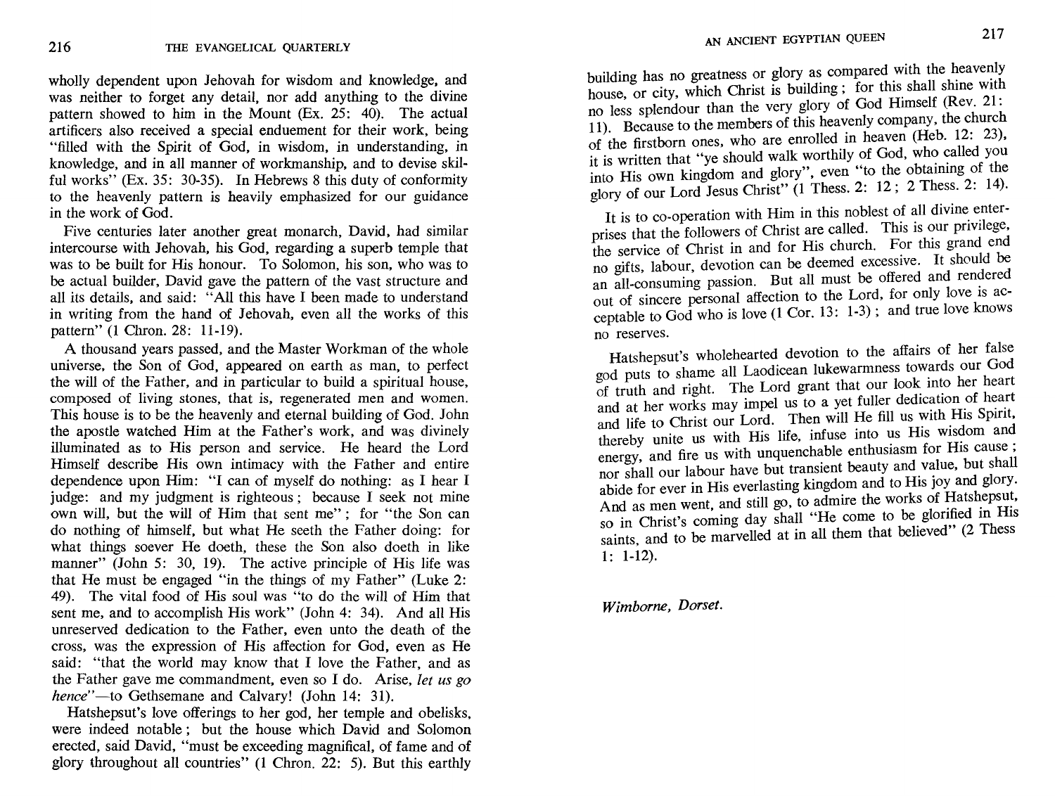wholly dependent upon Jehovah for wisdom and knowledge, and was neither to forget any detail, nor add anything to the divine pattern showed to him in the Mount (Ex. 25: 40). The actual artificers also received a special enduement for their work, being "filled with the Spirit of God, in wisdom, in understanding, in knowledge, and in all manner of workmanship, and to devise skilful works" (Ex. 35: 30-35). In Hebrews 8 this duty of conformity to the heavenly pattern is heavily emphasized for our guidance in the work of God.

Five centuries later another great monarch, David, had similar intercourse with Jehovah, his God, regarding a superb temple that was to be built for His honour. To Solomon, his son, who was to be actual builder, David gave the pattern of the vast structure and all its details, and said: "All this have I been made to understand in writing from the hand of Jehovah, even all the works of this pattern" (1 Chron. 28: 11-19).

A thousand years passed, and the Master Workman of the whole universe, the Son of God, appeared on earth as man, to perfect the will of the Father, and in particular to build a spiritual house, composed of living stones, that is, regenerated men and women. This house is to be the heavenly and eternal building of God. John the apostle watched Him at the Father's work, and was divinely illuminated as to His person and service. He heard the Lord Himself describe His own intimacy with the Father and entire dependence upon Him: "I can of myself do nothing: as I hear I judge: and my judgment is righteous; because I seek not mine own will, but the will of Him that sent me"; for "the Son can do nothing of himself, but what He seeth the Father doing: for what things soever He doeth, these the Son also doeth in like manner" (John 5: 30, 19). The active principle of His life was that He must be engaged "in the things of my Father" (Luke 2: 49). The vital food of His soul was "to do the will of Him that sent me, and to accomplish His work" (John 4: 34). And all His unreserved dedication to the Father, even unto the death of the cross, was the expression of His affection for God, even as He said: "that the world may know that I love the Father, and as the Father gave me commandment, even so I do. Arise, *let us go hence*"—to Gethsemane and Calvary! (John 14: 31).

Hatshepsut's love offerings to her god, her temple and obelisks, were indeed notable; but the house which David and Solomon erected, said David, "must be exceeding magnifical, of fame and of glory throughout all countries" (1 Chron. 22: 5). But this earthly building has no greatness or glory as compared with the heavenly house, or city, which Christ is building; for this shall shine with no less splendour than the very glory of God Himself (Rev. 21: 11). Because to the members of this heavenly company, the church of the firstborn ones, who are enrolled in heaven (Heb. 12: 23), it is written that "ye should walk worthily of God, who called you into His own kingdom and glory", even "to the obtaining of the glory of our Lord Jesus Christ" (1 Thess. 2: 12; 2 Thess. 2: 14).

It is to co-operation with Him in this noblest of all divine enterprises that the followers of Christ are called. This is our privilege, the service of Christ in and for His church. For this grand end no gifts, labour, devotion can be deemed excessive. It should be an all-consuming passion. But all must be offered and rendered out of sincere personal affection to the Lord, for only love is acceptable to God who is love (1 Cor. 13: 1-3); and true love knows no reserves.

Hatshepsut's wholehearted devotion to the affairs of her false god puts to shame all Laodicean lukewarmness towards our God of truth and right. The Lord grant that our look into her heart and at her works may impel us to a yet fuller dedication of heart and life to Christ our Lord. Then will He fill us with His Spirit, thereby unite us with His life, infuse into us His wisdom and energy, and fire us with unquenchable enthusiasm for His cause; nor shall our labour have but transient beauty and value, but shall abide for ever in His everlasting kingdom and to His joy and glory. And as men went, and still go, to admire the works of Hatshepsut, so in Christ's coming day shall "He come to be glorified in His saints, and to be marvelled at in all them that believed" (2 Thess 1: 1-12).

*Wimborne, Dorset.*